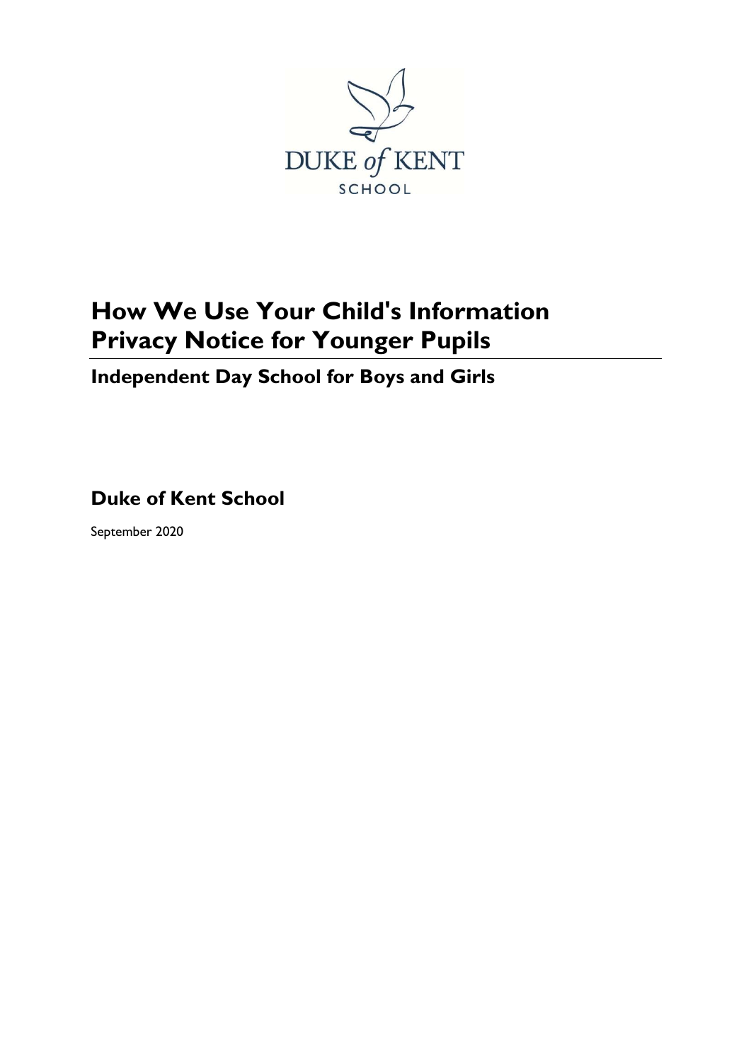DUKE *of* KENT

SCHOOL

# How We Use Your Child's Information
# Privacy Notice for Younger Pupils

## Independent Day School for Boys and Girls

## Duke of Kent School

September 2020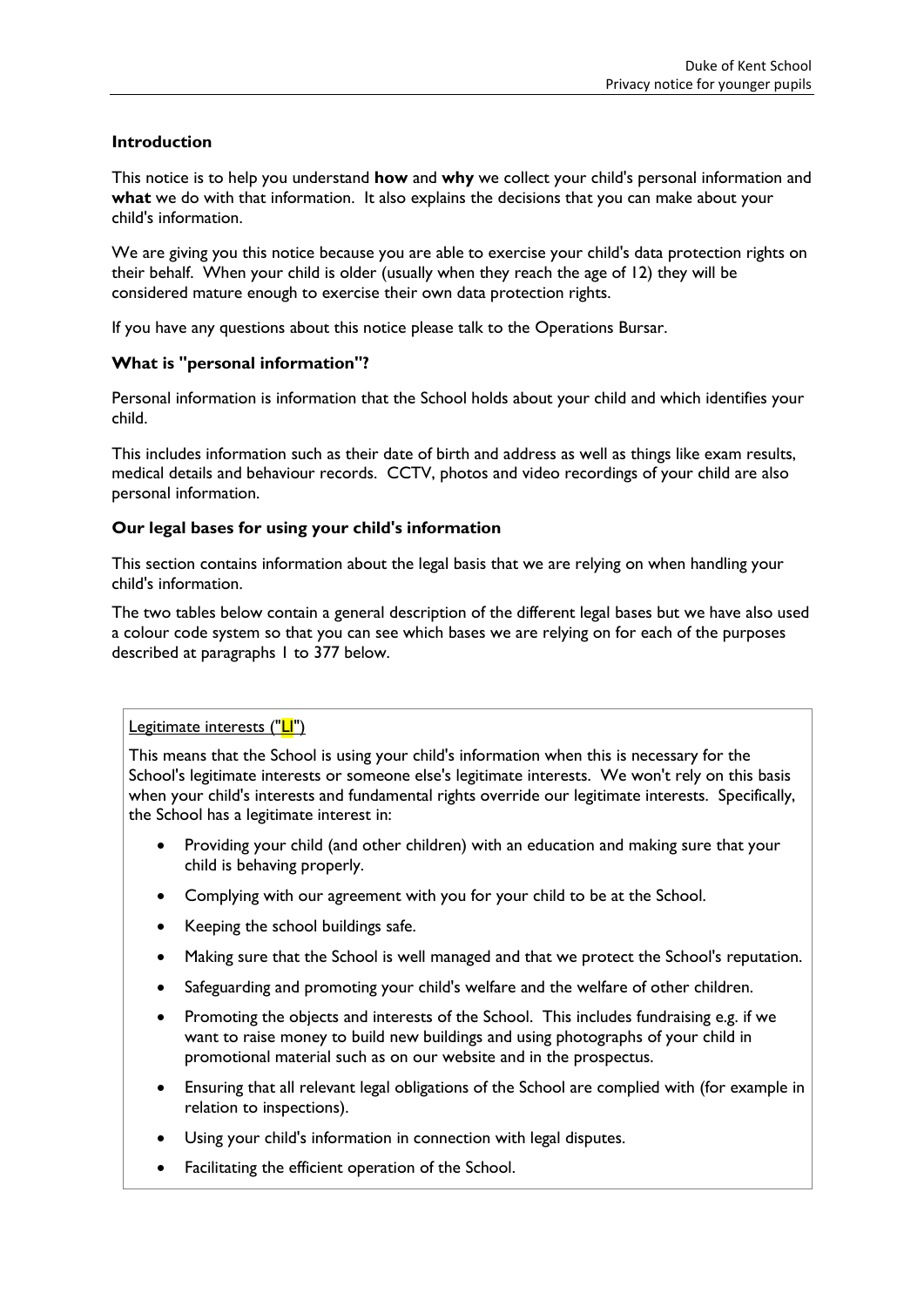**Introduction**

This notice is to help you understand **how** and **why** we collect your child's personal information and **what** we do with that information. It also explains the decisions that you can make about your child's information.

We are giving you this notice because you are able to exercise your child's data protection rights on their behalf. When your child is older (usually when they reach the age of 12) they will be considered mature enough to exercise their own data protection rights.

If you have any questions about this notice please talk to the Operations Bursar.

**What is "personal information"?**

Personal information is information that the School holds about your child and which identifies your child.

This includes information such as their date of birth and address as well as things like exam results, medical details and behaviour records. CCTV, photos and video recordings of your child are also personal information.

**Our legal bases for using your child's information**

This section contains information about the legal basis that we are relying on when handling your child's information.

The two tables below contain a general description of the different legal bases but we have also used a colour code system so that you can see which bases we are relying on for each of the purposes described at paragraphs 1 to 377 below.

Legitimate interests ("LI")

This means that the School is using your child's information when this is necessary for the School's legitimate interests or someone else's legitimate interests. We won't rely on this basis when your child's interests and fundamental rights override our legitimate interests. Specifically, the School has a legitimate interest in:

- Providing your child (and other children) with an education and making sure that your child is behaving properly.
- Complying with our agreement with you for your child to be at the School.
- Keeping the school buildings safe.
- Making sure that the School is well managed and that we protect the School's reputation.
- Safeguarding and promoting your child's welfare and the welfare of other children.
- Promoting the objects and interests of the School. This includes fundraising e.g. if we want to raise money to build new buildings and using photographs of your child in promotional material such as on our website and in the prospectus.
- Ensuring that all relevant legal obligations of the School are complied with (for example in relation to inspections).
- Using your child's information in connection with legal disputes.
- Facilitating the efficient operation of the School.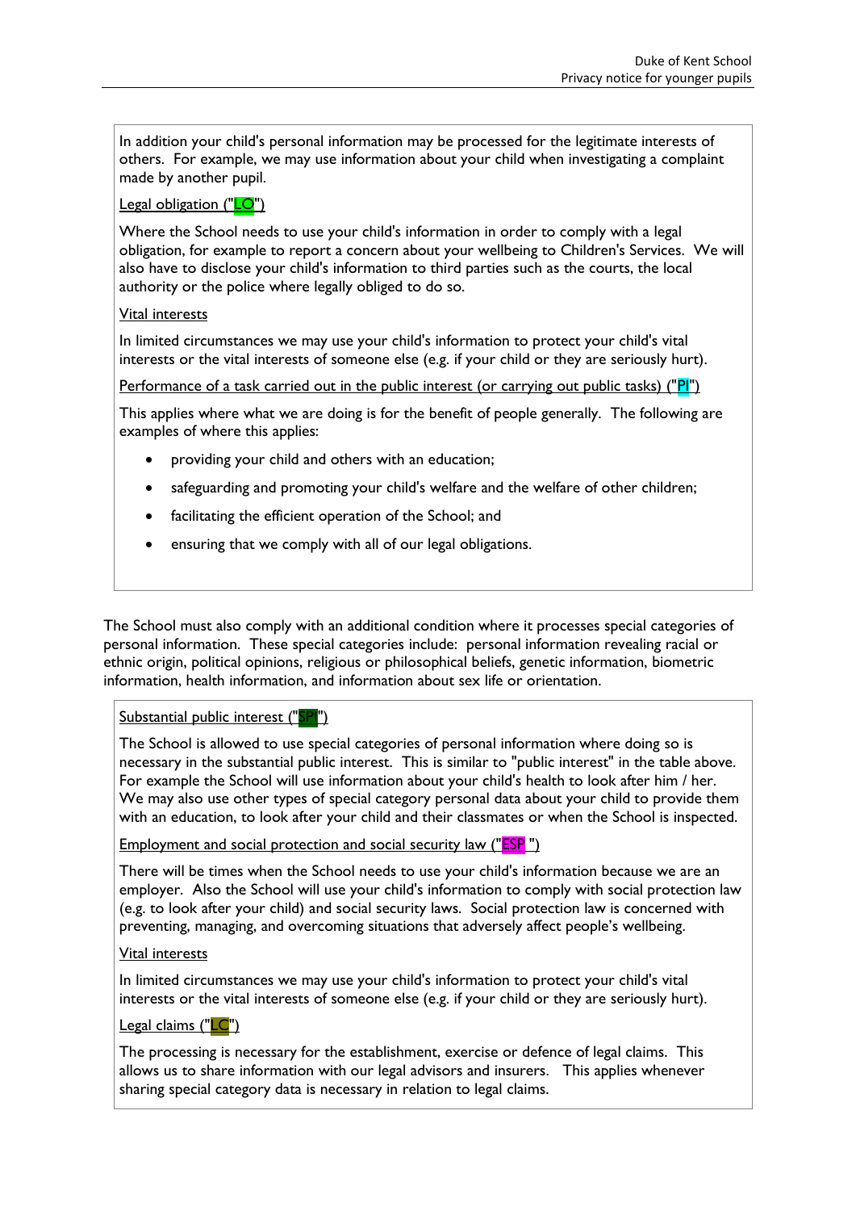In addition your child's personal information may be processed for the legitimate interests of others. For example, we may use information about your child when investigating a complaint made by another pupil.

Legal obligation ("LO")

Where the School needs to use your child's information in order to comply with a legal obligation, for example to report a concern about your wellbeing to Children's Services. We will also have to disclose your child's information to third parties such as the courts, the local authority or the police where legally obliged to do so.

Vital interests

In limited circumstances we may use your child's information to protect your child's vital interests or the vital interests of someone else (e.g. if your child or they are seriously hurt).

Performance of a task carried out in the public interest (or carrying out public tasks) ("PI")

This applies where what we are doing is for the benefit of people generally. The following are examples of where this applies:

- providing your child and others with an education;
- safeguarding and promoting your child's welfare and the welfare of other children;
- facilitating the efficient operation of the School; and
- ensuring that we comply with all of our legal obligations.

The School must also comply with an additional condition where it processes special categories of personal information. These special categories include: personal information revealing racial or ethnic origin, political opinions, religious or philosophical beliefs, genetic information, biometric information, health information, and information about sex life or orientation.

Substantial public interest ("SPI")

The School is allowed to use special categories of personal information where doing so is necessary in the substantial public interest. This is similar to "public interest" in the table above. For example the School will use information about your child's health to look after him / her. We may also use other types of special category personal data about your child to provide them with an education, to look after your child and their classmates or when the School is inspected.

Employment and social protection and social security law ("ESP")

There will be times when the School needs to use your child's information because we are an employer. Also the School will use your child's information to comply with social protection law (e.g. to look after your child) and social security laws. Social protection law is concerned with preventing, managing, and overcoming situations that adversely affect people's wellbeing.

Vital interests

In limited circumstances we may use your child's information to protect your child's vital interests or the vital interests of someone else (e.g. if your child or they are seriously hurt).

Legal claims ("LC")

The processing is necessary for the establishment, exercise or defence of legal claims. This allows us to share information with our legal advisors and insurers. This applies whenever sharing special category data is necessary in relation to legal claims.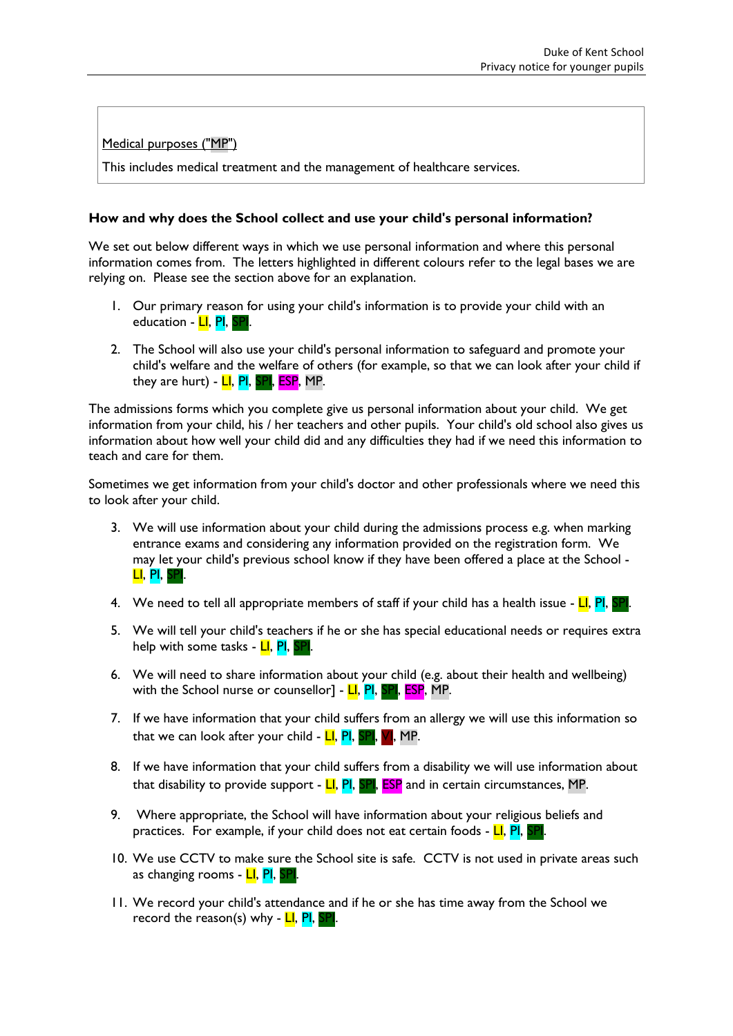Medical purposes ("MP")

This includes medical treatment and the management of healthcare services.

**How and why does the School collect and use your child's personal information?**

We set out below different ways in which we use personal information and where this personal information comes from. The letters highlighted in different colours refer to the legal bases we are relying on. Please see the section above for an explanation.

1. Our primary reason for using your child's information is to provide your child with an education - LI, PI, SPI.

2. The School will also use your child's personal information to safeguard and promote your child's welfare and the welfare of others (for example, so that we can look after your child if they are hurt) - LI, PI, SPI, ESP, MP.

The admissions forms which you complete give us personal information about your child. We get information from your child, his / her teachers and other pupils. Your child's old school also gives us information about how well your child did and any difficulties they had if we need this information to teach and care for them.

Sometimes we get information from your child's doctor and other professionals where we need this to look after your child.

3. We will use information about your child during the admissions process e.g. when marking entrance exams and considering any information provided on the registration form. We may let your child's previous school know if they have been offered a place at the School - LI, PI, SPI.

4. We need to tell all appropriate members of staff if your child has a health issue - LI, PI, SPI.

5. We will tell your child's teachers if he or she has special educational needs or requires extra help with some tasks - LI, PI, SPI.

6. We will need to share information about your child (e.g. about their health and wellbeing) with the School nurse or counsellor] - LI, PI, SPI, ESP, MP.

7. If we have information that your child suffers from an allergy we will use this information so that we can look after your child - LI, PI, SPI, VI, MP.

8. If we have information that your child suffers from a disability we will use information about that disability to provide support - LI, PI, SPI, ESP and in certain circumstances, MP.

9. Where appropriate, the School will have information about your religious beliefs and practices. For example, if your child does not eat certain foods - LI, PI, SPI.

10. We use CCTV to make sure the School site is safe. CCTV is not used in private areas such as changing rooms - LI, PI, SPI.

11. We record your child's attendance and if he or she has time away from the School we record the reason(s) why - LI, PI, SPI.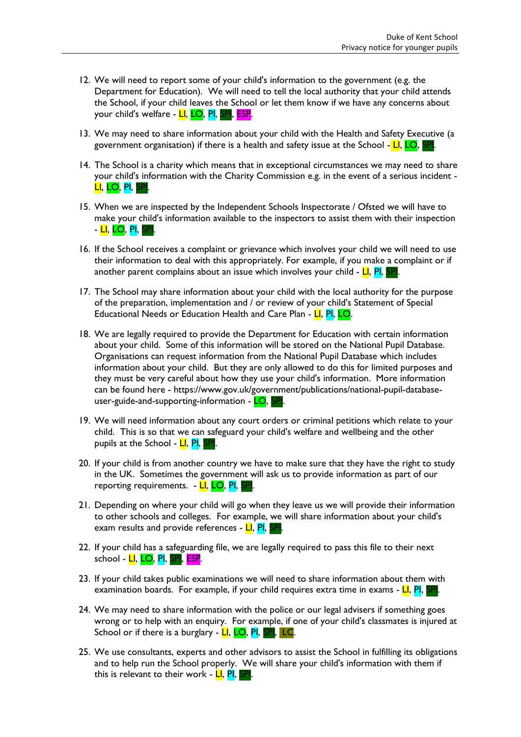12. We will need to report some of your child's information to the government (e.g. the Department for Education). We will need to tell the local authority that your child attends the School, if your child leaves the School or let them know if we have any concerns about your child's welfare - LI, LO, PI, SPI, ESP.

13. We may need to share information about your child with the Health and Safety Executive (a government organisation) if there is a health and safety issue at the School - LI, LO, SPI.

14. The School is a charity which means that in exceptional circumstances we may need to share your child's information with the Charity Commission e.g. in the event of a serious incident - LI, LO, PI, SPI.

15. When we are inspected by the Independent Schools Inspectorate / Ofsted we will have to make your child's information available to the inspectors to assist them with their inspection - LI, LO, PI, SPI.

16. If the School receives a complaint or grievance which involves your child we will need to use their information to deal with this appropriately. For example, if you make a complaint or if another parent complains about an issue which involves your child - LI, PI, SPI.

17. The School may share information about your child with the local authority for the purpose of the preparation, implementation and / or review of your child's Statement of Special Educational Needs or Education Health and Care Plan - LI, PI, LO.

18. We are legally required to provide the Department for Education with certain information about your child. Some of this information will be stored on the National Pupil Database. Organisations can request information from the National Pupil Database which includes information about your child. But they are only allowed to do this for limited purposes and they must be very careful about how they use your child's information. More information can be found here - https://www.gov.uk/government/publications/national-pupil-database-user-guide-and-supporting-information - LO, SPI.

19. We will need information about any court orders or criminal petitions which relate to your child. This is so that we can safeguard your child's welfare and wellbeing and the other pupils at the School - LI, PI, SPI.

20. If your child is from another country we have to make sure that they have the right to study in the UK. Sometimes the government will ask us to provide information as part of our reporting requirements. - LI, LO, PI, SPI.

21. Depending on where your child will go when they leave us we will provide their information to other schools and colleges. For example, we will share information about your child's exam results and provide references - LI, PI, SPI.

22. If your child has a safeguarding file, we are legally required to pass this file to their next school - LI, LO, PI, SPI, ESP.

23. If your child takes public examinations we will need to share information about them with examination boards. For example, if your child requires extra time in exams - LI, PI, SPI.

24. We may need to share information with the police or our legal advisers if something goes wrong or to help with an enquiry. For example, if one of your child's classmates is injured at School or if there is a burglary - LI, LO, PI, SPI, LC.

25. We use consultants, experts and other advisors to assist the School in fulfilling its obligations and to help run the School properly. We will share your child's information with them if this is relevant to their work - LI, PI, SPI.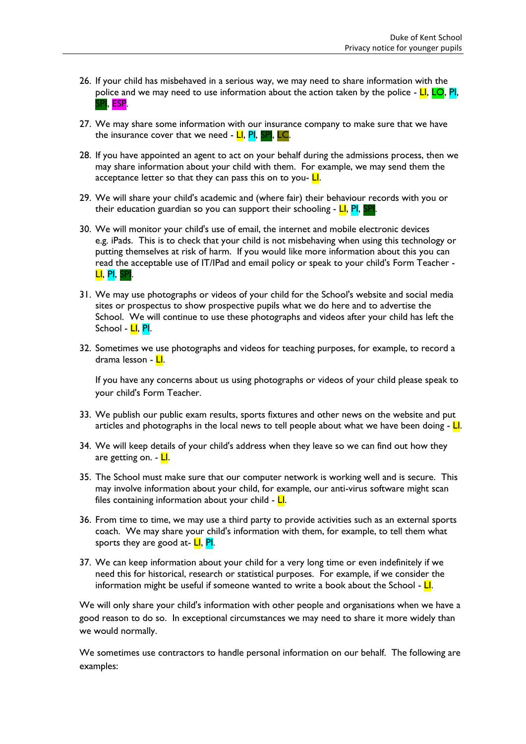26. If your child has misbehaved in a serious way, we may need to share information with the police and we may need to use information about the action taken by the police - LI, LO, PI, SPI, ESP.

27. We may share some information with our insurance company to make sure that we have the insurance cover that we need - LI, PI, SPI, LC.

28. If you have appointed an agent to act on your behalf during the admissions process, then we may share information about your child with them. For example, we may send them the acceptance letter so that they can pass this on to you- LI.

29. We will share your child's academic and (where fair) their behaviour records with you or their education guardian so you can support their schooling - LI, PI, SPI.

30. We will monitor your child's use of email, the internet and mobile electronic devices e.g. iPads. This is to check that your child is not misbehaving when using this technology or putting themselves at risk of harm. If you would like more information about this you can read the acceptable use of IT/IPad and email policy or speak to your child's Form Teacher - LI, PI, SPI.

31. We may use photographs or videos of your child for the School's website and social media sites or prospectus to show prospective pupils what we do here and to advertise the School. We will continue to use these photographs and videos after your child has left the School - LI, PI.

32. Sometimes we use photographs and videos for teaching purposes, for example, to record a drama lesson - LI.

    If you have any concerns about us using photographs or videos of your child please speak to your child's Form Teacher.

33. We publish our public exam results, sports fixtures and other news on the website and put articles and photographs in the local news to tell people about what we have been doing - LI.

34. We will keep details of your child's address when they leave so we can find out how they are getting on. - LI.

35. The School must make sure that our computer network is working well and is secure. This may involve information about your child, for example, our anti-virus software might scan files containing information about your child - LI.

36. From time to time, we may use a third party to provide activities such as an external sports coach. We may share your child's information with them, for example, to tell them what sports they are good at- LI, PI.

37. We can keep information about your child for a very long time or even indefinitely if we need this for historical, research or statistical purposes. For example, if we consider the information might be useful if someone wanted to write a book about the School - LI.

We will only share your child's information with other people and organisations when we have a good reason to do so. In exceptional circumstances we may need to share it more widely than we would normally.

We sometimes use contractors to handle personal information on our behalf. The following are examples: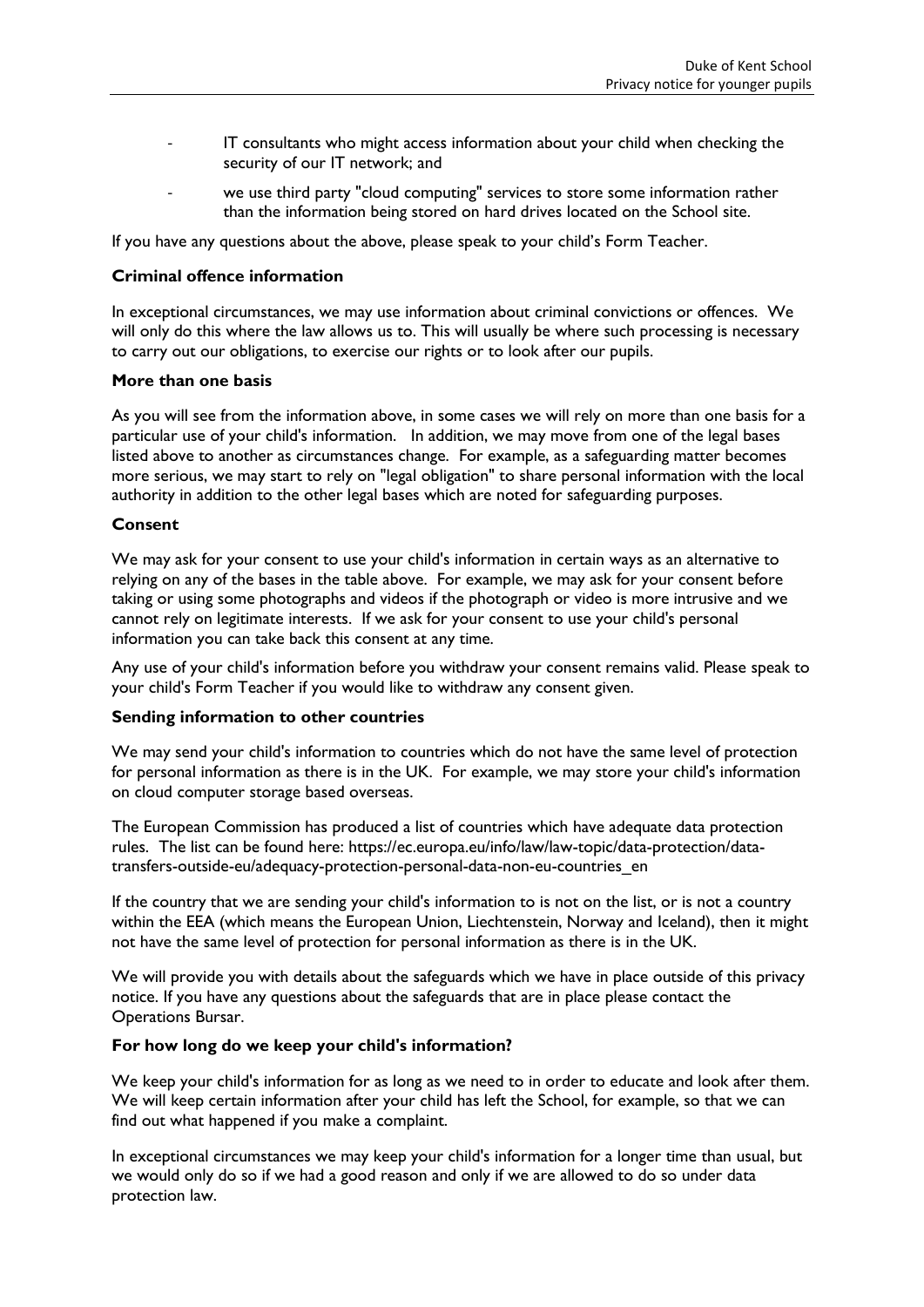- IT consultants who might access information about your child when checking the security of our IT network; and
- we use third party "cloud computing" services to store some information rather than the information being stored on hard drives located on the School site.

If you have any questions about the above, please speak to your child's Form Teacher.

**Criminal offence information**

In exceptional circumstances, we may use information about criminal convictions or offences. We will only do this where the law allows us to. This will usually be where such processing is necessary to carry out our obligations, to exercise our rights or to look after our pupils.

**More than one basis**

As you will see from the information above, in some cases we will rely on more than one basis for a particular use of your child's information. In addition, we may move from one of the legal bases listed above to another as circumstances change. For example, as a safeguarding matter becomes more serious, we may start to rely on "legal obligation" to share personal information with the local authority in addition to the other legal bases which are noted for safeguarding purposes.

**Consent**

We may ask for your consent to use your child's information in certain ways as an alternative to relying on any of the bases in the table above. For example, we may ask for your consent before taking or using some photographs and videos if the photograph or video is more intrusive and we cannot rely on legitimate interests. If we ask for your consent to use your child's personal information you can take back this consent at any time.

Any use of your child's information before you withdraw your consent remains valid. Please speak to your child's Form Teacher if you would like to withdraw any consent given.

**Sending information to other countries**

We may send your child's information to countries which do not have the same level of protection for personal information as there is in the UK. For example, we may store your child's information on cloud computer storage based overseas.

The European Commission has produced a list of countries which have adequate data protection rules. The list can be found here: https://ec.europa.eu/info/law/law-topic/data-protection/data-transfers-outside-eu/adequacy-protection-personal-data-non-eu-countries_en

If the country that we are sending your child's information to is not on the list, or is not a country within the EEA (which means the European Union, Liechtenstein, Norway and Iceland), then it might not have the same level of protection for personal information as there is in the UK.

We will provide you with details about the safeguards which we have in place outside of this privacy notice. If you have any questions about the safeguards that are in place please contact the Operations Bursar.

**For how long do we keep your child's information?**

We keep your child's information for as long as we need to in order to educate and look after them. We will keep certain information after your child has left the School, for example, so that we can find out what happened if you make a complaint.

In exceptional circumstances we may keep your child's information for a longer time than usual, but we would only do so if we had a good reason and only if we are allowed to do so under data protection law.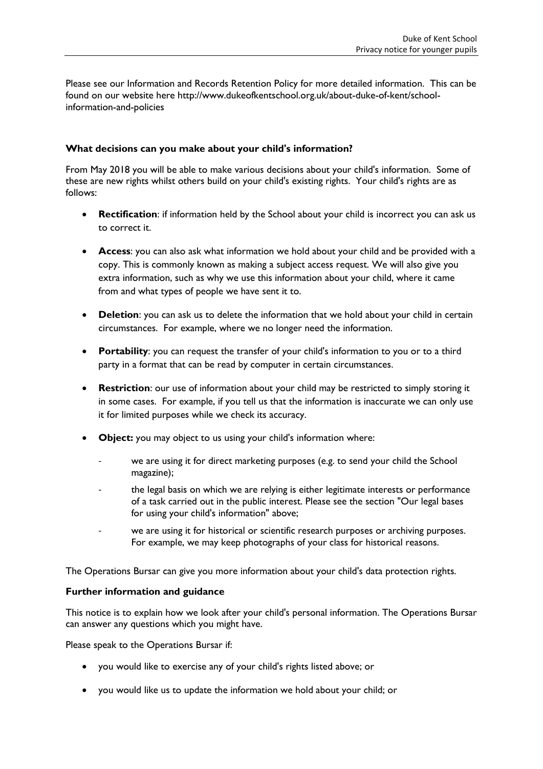Please see our Information and Records Retention Policy for more detailed information. This can be found on our website here http://www.dukeofkentschool.org.uk/about-duke-of-kent/school-information-and-policies

**What decisions can you make about your child's information?**

From May 2018 you will be able to make various decisions about your child's information. Some of these are new rights whilst others build on your child's existing rights. Your child's rights are as follows:

- **Rectification**: if information held by the School about your child is incorrect you can ask us to correct it.
- **Access**: you can also ask what information we hold about your child and be provided with a copy. This is commonly known as making a subject access request. We will also give you extra information, such as why we use this information about your child, where it came from and what types of people we have sent it to.
- **Deletion**: you can ask us to delete the information that we hold about your child in certain circumstances. For example, where we no longer need the information.
- **Portability**: you can request the transfer of your child's information to you or to a third party in a format that can be read by computer in certain circumstances.
- **Restriction**: our use of information about your child may be restricted to simply storing it in some cases. For example, if you tell us that the information is inaccurate we can only use it for limited purposes while we check its accuracy.
- **Object:** you may object to us using your child's information where:
    - we are using it for direct marketing purposes (e.g. to send your child the School magazine);
    - the legal basis on which we are relying is either legitimate interests or performance of a task carried out in the public interest. Please see the section "Our legal bases for using your child's information" above;
    - we are using it for historical or scientific research purposes or archiving purposes. For example, we may keep photographs of your class for historical reasons.

The Operations Bursar can give you more information about your child's data protection rights.

**Further information and guidance**

This notice is to explain how we look after your child's personal information. The Operations Bursar can answer any questions which you might have.

Please speak to the Operations Bursar if:

- you would like to exercise any of your child's rights listed above; or
- you would like us to update the information we hold about your child; or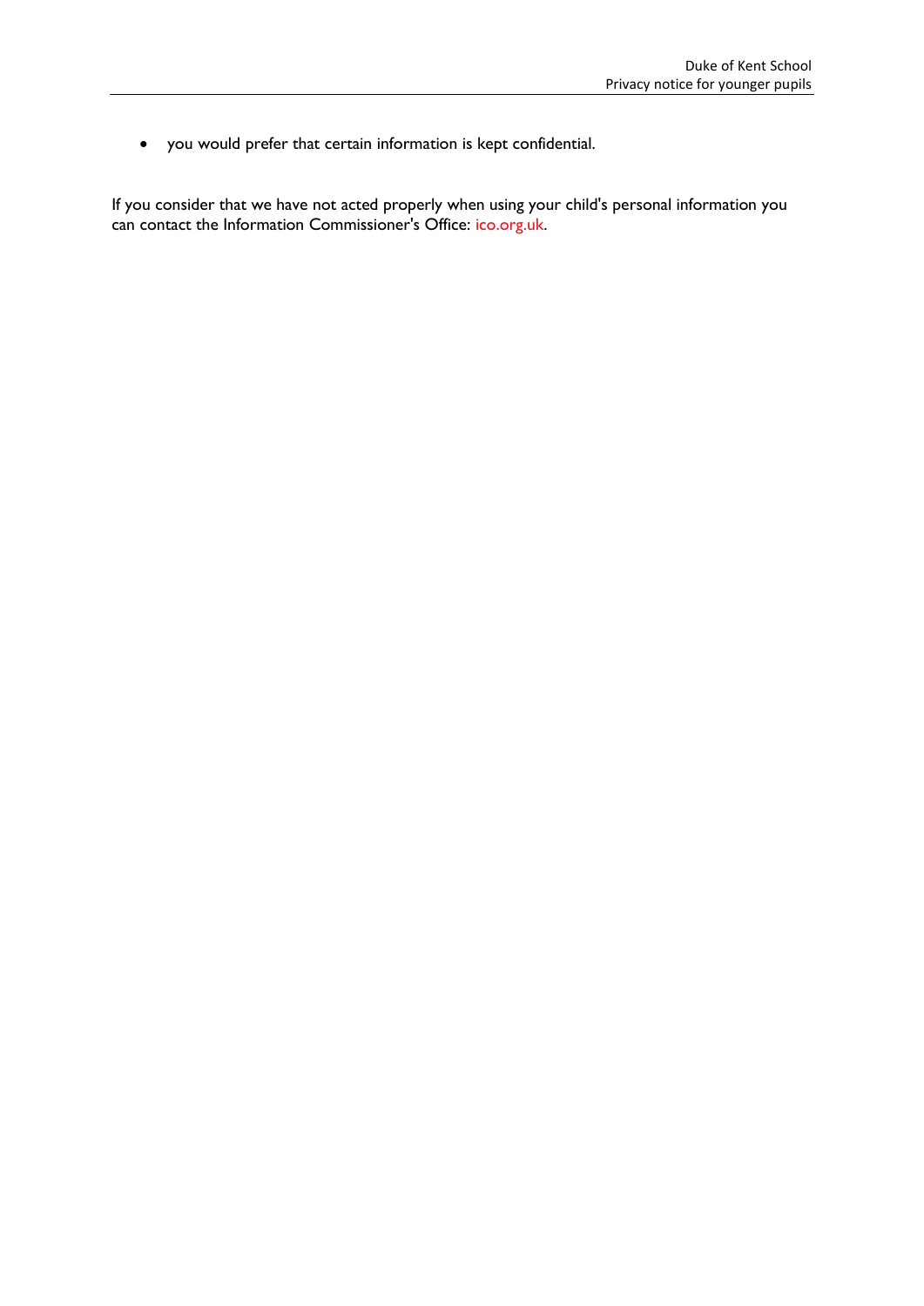- you would prefer that certain information is kept confidential.

If you consider that we have not acted properly when using your child's personal information you can contact the Information Commissioner's Office: ico.org.uk.